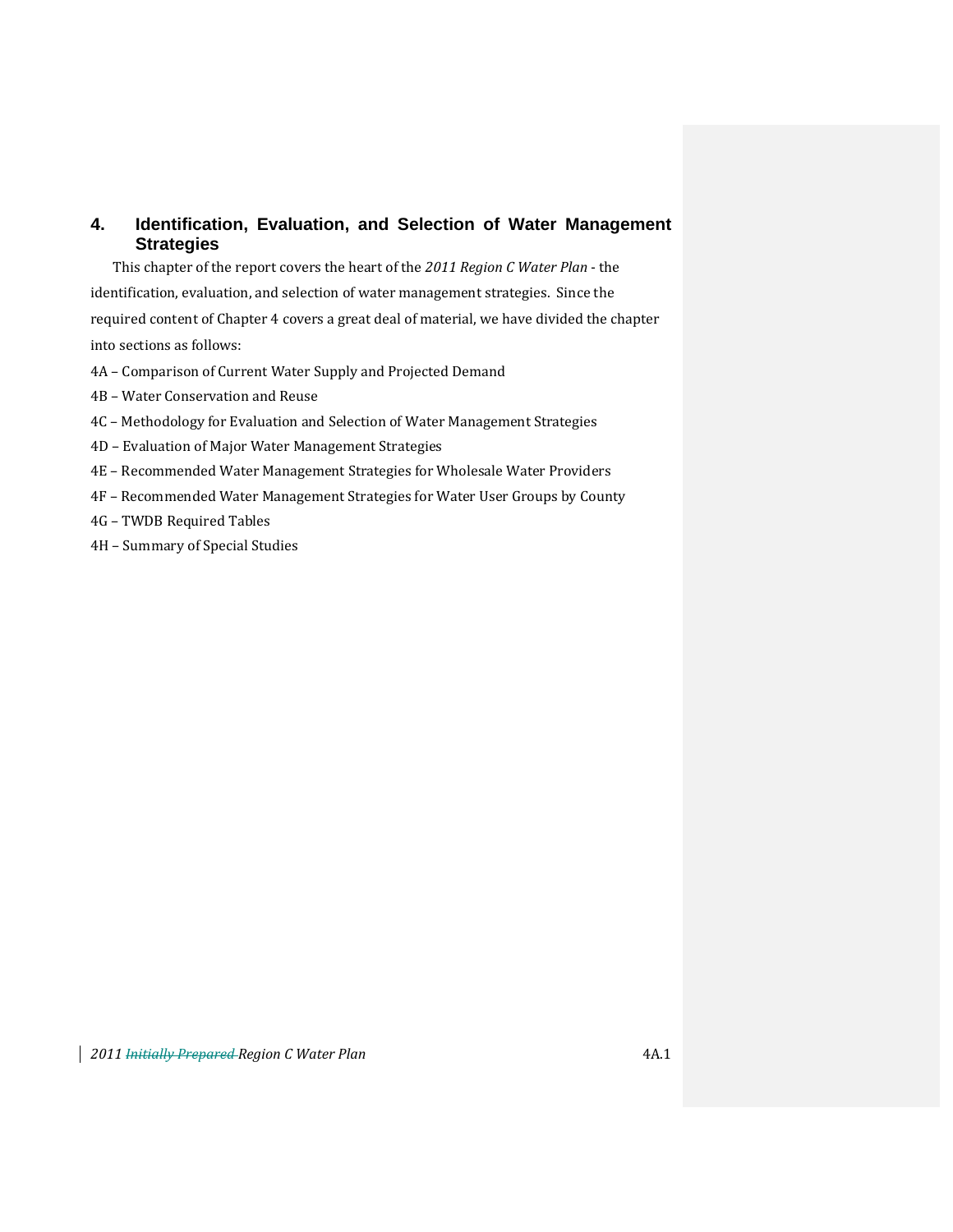# 4. Identification, Evaluation, and Selection of Water Management Strategies

This chapter of the report covers the heart of the *2011 Region C Water Plan* - the identification, evaluation, and selection of water management strategies. Since the required content of Chapter 4 covers a great deal of material, we have divided the chapter into sections as follows:

4A – Comparison of Current Water Supply and Projected Demand

4B – Water Conservation and Reuse

4C – Methodology for Evaluation and Selection of Water Management Strategies

4D – Evaluation of Major Water Management Strategies

4E – Recommended Water Management Strategies for Wholesale Water Providers

4F – Recommended Water Management Strategies for Water User Groups by County

4G – TWDB Required Tables

4H – Summary of Special Studies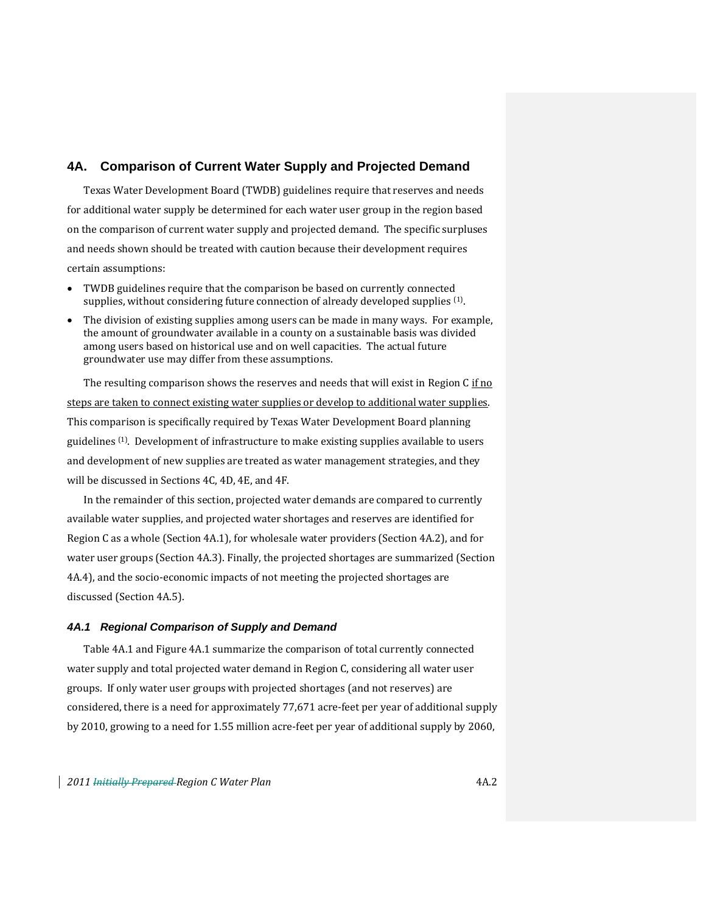## 4A. Comparison of Current Water Supply and Projected Demand

Texas Water Development Board (TWDB) guidelines require that reserves and needs for additional water supply be determined for each water user group in the region based on the comparison of current water supply and projected demand. The specific surpluses and needs shown should be treated with caution because their development requires certain assumptions:

- TWDB guidelines require that the comparison be based on currently connected supplies, without considering future connection of already developed supplies [(1)].
- The division of existing supplies among users can be made in many ways. For example, the amount of groundwater available in a county on a sustainable basis was divided among users based on historical use and on well capacities. The actual future groundwater use may differ from these assumptions.

The resulting comparison shows the reserves and needs that will exist in Region C if no steps are taken to connect existing water supplies or develop to additional water supplies. This comparison is specifically required by Texas Water Development Board planning guidelines [(1)]. Development of infrastructure to make existing supplies available to users and development of new supplies are treated as water management strategies, and they will be discussed in Sections 4C, 4D, 4E, and 4F.

In the remainder of this section, projected water demands are compared to currently available water supplies, and projected water shortages and reserves are identified for Region C as a whole (Section 4A.1), for wholesale water providers (Section 4A.2), and for water user groups (Section 4A.3). Finally, the projected shortages are summarized (Section 4A.4), and the socio-economic impacts of not meeting the projected shortages are discussed (Section 4A.5).

### *4A.1 Regional Comparison of Supply and Demand*

Table 4A.1 and Figure 4A.1 summarize the comparison of total currently connected water supply and total projected water demand in Region C, considering all water user groups. If only water user groups with projected shortages (and not reserves) are considered, there is a need for approximately 77,671 acre-feet per year of additional supply by 2010, growing to a need for 1.55 million acre-feet per year of additional supply by 2060,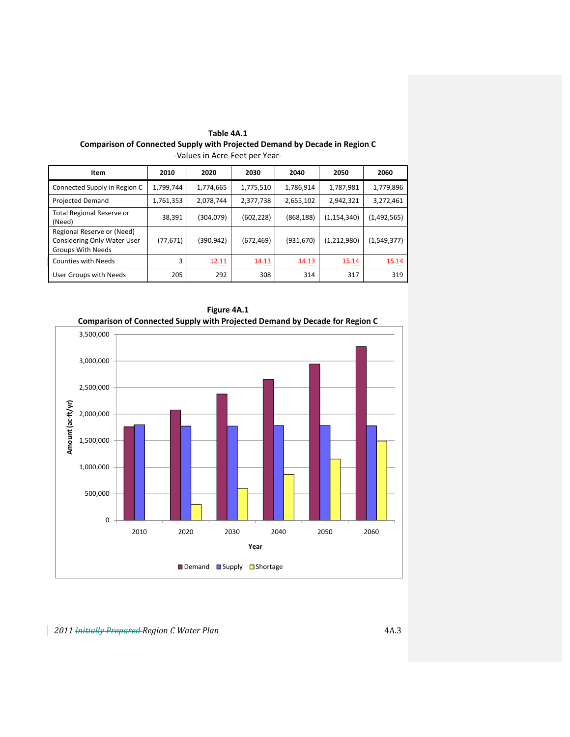**Table 4A.1**
**Comparison of Connected Supply with Projected Demand by Decade in Region C**
-Values in Acre-Feet per Year-

| Item | 2010 | 2020 | 2030 | 2040 | 2050 | 2060 |
|---|---|---|---|---|---|---|
| Connected Supply in Region C | 1,799,744 | 1,774,665 | 1,775,510 | 1,786,914 | 1,787,981 | 1,779,896 |
| Projected Demand | 1,761,353 | 2,078,744 | 2,377,738 | 2,655,102 | 2,942,321 | 3,272,461 |
| Total Regional Reserve or (Need) | 38,391 | (304,079) | (602,228) | (868,188) | (1,154,340) | (1,492,565) |
| Regional Reserve or (Need) Considering Only Water User Groups With Needs | (77,671) | (390,942) | (672,469) | (931,670) | (1,212,980) | (1,549,377) |
| Counties with Needs | 3 | ~~12~~ 11 | ~~14~~ 13 | ~~14~~ 13 | ~~15~~ 14 | ~~15~~ 14 |
| User Groups with Needs | 205 | 292 | 308 | 314 | 317 | 319 |

**Figure 4A.1**
**Comparison of Connected Supply with Projected Demand by Decade for Region C**

*2011 ~~Initially Prepared~~ Region C Water Plan*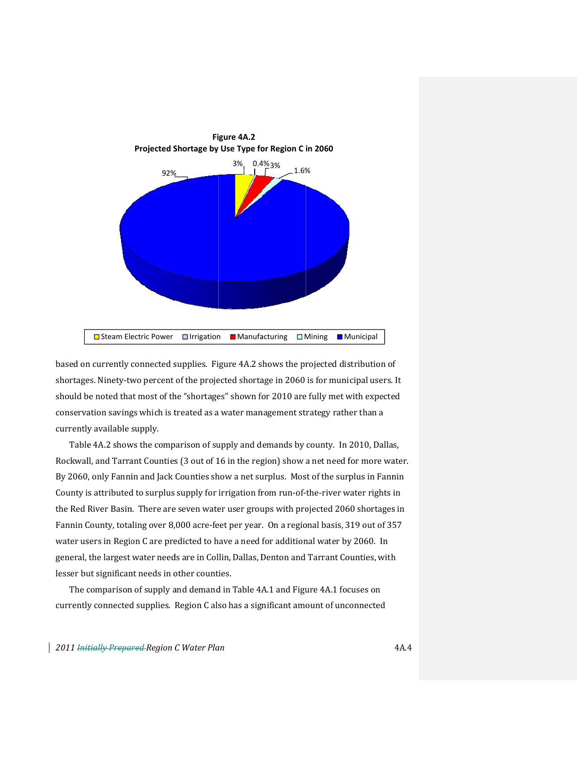**Figure 4A.2**
**Projected Shortage by Use Type for Region C in 2060**

based on currently connected supplies. Figure 4A.2 shows the projected distribution of shortages. Ninety-two percent of the projected shortage in 2060 is for municipal users. It should be noted that most of the "shortages" shown for 2010 are fully met with expected conservation savings which is treated as a water management strategy rather than a currently available supply.

Table 4A.2 shows the comparison of supply and demands by county. In 2010, Dallas, Rockwall, and Tarrant Counties (3 out of 16 in the region) show a net need for more water. By 2060, only Fannin and Jack Counties show a net surplus. Most of the surplus in Fannin County is attributed to surplus supply for irrigation from run-of-the-river water rights in the Red River Basin. There are seven water user groups with projected 2060 shortages in Fannin County, totaling over 8,000 acre-feet per year. On a regional basis, 319 out of 357 water users in Region C are predicted to have a need for additional water by 2060. In general, the largest water needs are in Collin, Dallas, Denton and Tarrant Counties, with lesser but significant needs in other counties.

The comparison of supply and demand in Table 4A.1 and Figure 4A.1 focuses on currently connected supplies. Region C also has a significant amount of unconnected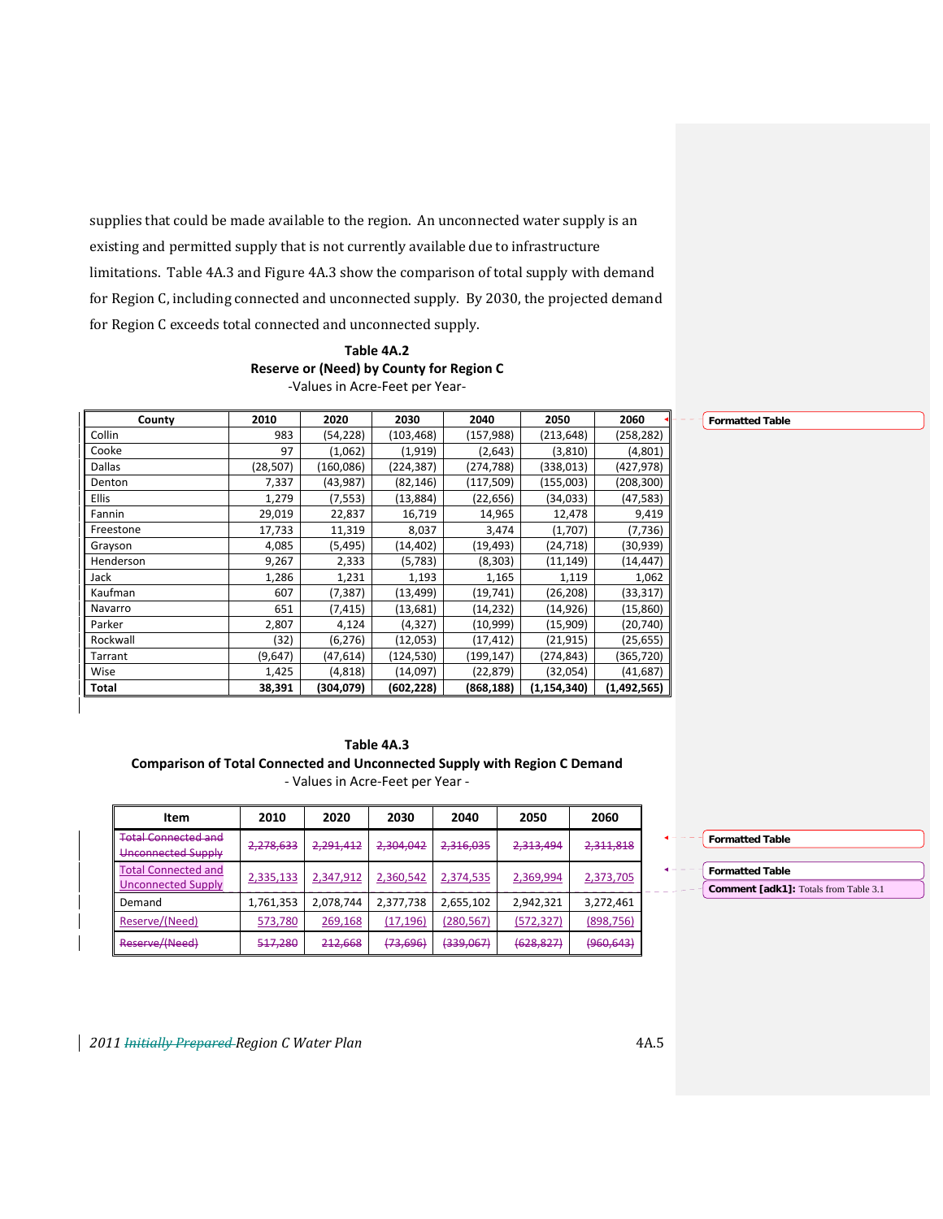supplies that could be made available to the region. An unconnected water supply is an existing and permitted supply that is not currently available due to infrastructure limitations. Table 4A.3 and Figure 4A.3 show the comparison of total supply with demand for Region C, including connected and unconnected supply. By 2030, the projected demand for Region C exceeds total connected and unconnected supply.

**Table 4A.2**
**Reserve or (Need) by County for Region C**
-Values in Acre-Feet per Year-

| County | 2010 | 2020 | 2030 | 2040 | 2050 | 2060 |
|---|---|---|---|---|---|---|
| Collin | 983 | (54,228) | (103,468) | (157,988) | (213,648) | (258,282) |
| Cooke | 97 | (1,062) | (1,919) | (2,643) | (3,810) | (4,801) |
| Dallas | (28,507) | (160,086) | (224,387) | (274,788) | (338,013) | (427,978) |
| Denton | 7,337 | (43,987) | (82,146) | (117,509) | (155,003) | (208,300) |
| Ellis | 1,279 | (7,553) | (13,884) | (22,656) | (34,033) | (47,583) |
| Fannin | 29,019 | 22,837 | 16,719 | 14,965 | 12,478 | 9,419 |
| Freestone | 17,733 | 11,319 | 8,037 | 3,474 | (1,707) | (7,736) |
| Grayson | 4,085 | (5,495) | (14,402) | (19,493) | (24,718) | (30,939) |
| Henderson | 9,267 | 2,333 | (5,783) | (8,303) | (11,149) | (14,447) |
| Jack | 1,286 | 1,231 | 1,193 | 1,165 | 1,119 | 1,062 |
| Kaufman | 607 | (7,387) | (13,499) | (19,741) | (26,208) | (33,317) |
| Navarro | 651 | (7,415) | (13,681) | (14,232) | (14,926) | (15,860) |
| Parker | 2,807 | 4,124 | (4,327) | (10,999) | (15,909) | (20,740) |
| Rockwall | (32) | (6,276) | (12,053) | (17,412) | (21,915) | (25,655) |
| Tarrant | (9,647) | (47,614) | (124,530) | (199,147) | (274,843) | (365,720) |
| Wise | 1,425 | (4,818) | (14,097) | (22,879) | (32,054) | (41,687) |
| **Total** | **38,391** | **(304,079)** | **(602,228)** | **(868,188)** | **(1,154,340)** | **(1,492,565)** |

**Table 4A.3**
**Comparison of Total Connected and Unconnected Supply with Region C Demand**
- Values in Acre-Feet per Year -

| Item | 2010 | 2020 | 2030 | 2040 | 2050 | 2060 |
|---|---|---|---|---|---|---|
| ~~Total Connected and Unconnected Supply~~ | ~~2,278,633~~ | ~~2,291,412~~ | ~~2,304,042~~ | ~~2,316,035~~ | ~~2,313,494~~ | ~~2,311,818~~ |
| Total Connected and Unconnected Supply | 2,335,133 | 2,347,912 | 2,360,542 | 2,374,535 | 2,369,994 | 2,373,705 |
| Demand | 1,761,353 | 2,078,744 | 2,377,738 | 2,655,102 | 2,942,321 | 3,272,461 |
| Reserve/(Need) | 573,780 | 269,168 | (17,196) | (280,567) | (572,327) | (898,756) |
| ~~Reserve/(Need)~~ | ~~517,280~~ | ~~212,668~~ | ~~(73,696)~~ | ~~(339,067)~~ | ~~(628,827)~~ | ~~(960,643)~~ |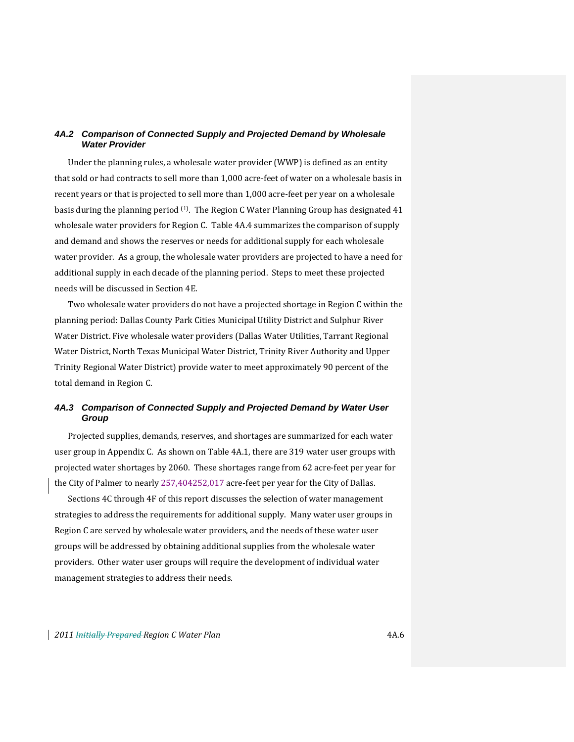### 4A.2 Comparison of Connected Supply and Projected Demand by Wholesale Water Provider

Under the planning rules, a wholesale water provider (WWP) is defined as an entity that sold or had contracts to sell more than 1,000 acre-feet of water on a wholesale basis in recent years or that is projected to sell more than 1,000 acre-feet per year on a wholesale basis during the planning period [(1)]. The Region C Water Planning Group has designated 41 wholesale water providers for Region C. Table 4A.4 summarizes the comparison of supply and demand and shows the reserves or needs for additional supply for each wholesale water provider. As a group, the wholesale water providers are projected to have a need for additional supply in each decade of the planning period. Steps to meet these projected needs will be discussed in Section 4E.

Two wholesale water providers do not have a projected shortage in Region C within the planning period: Dallas County Park Cities Municipal Utility District and Sulphur River Water District. Five wholesale water providers (Dallas Water Utilities, Tarrant Regional Water District, North Texas Municipal Water District, Trinity River Authority and Upper Trinity Regional Water District) provide water to meet approximately 90 percent of the total demand in Region C.

### 4A.3 Comparison of Connected Supply and Projected Demand by Water User Group

Projected supplies, demands, reserves, and shortages are summarized for each water user group in Appendix C. As shown on Table 4A.1, there are 319 water user groups with projected water shortages by 2060. These shortages range from 62 acre-feet per year for the City of Palmer to nearly 252,017 acre-feet per year for the City of Dallas.

Sections 4C through 4F of this report discusses the selection of water management strategies to address the requirements for additional supply. Many water user groups in Region C are served by wholesale water providers, and the needs of these water user groups will be addressed by obtaining additional supplies from the wholesale water providers. Other water user groups will require the development of individual water management strategies to address their needs.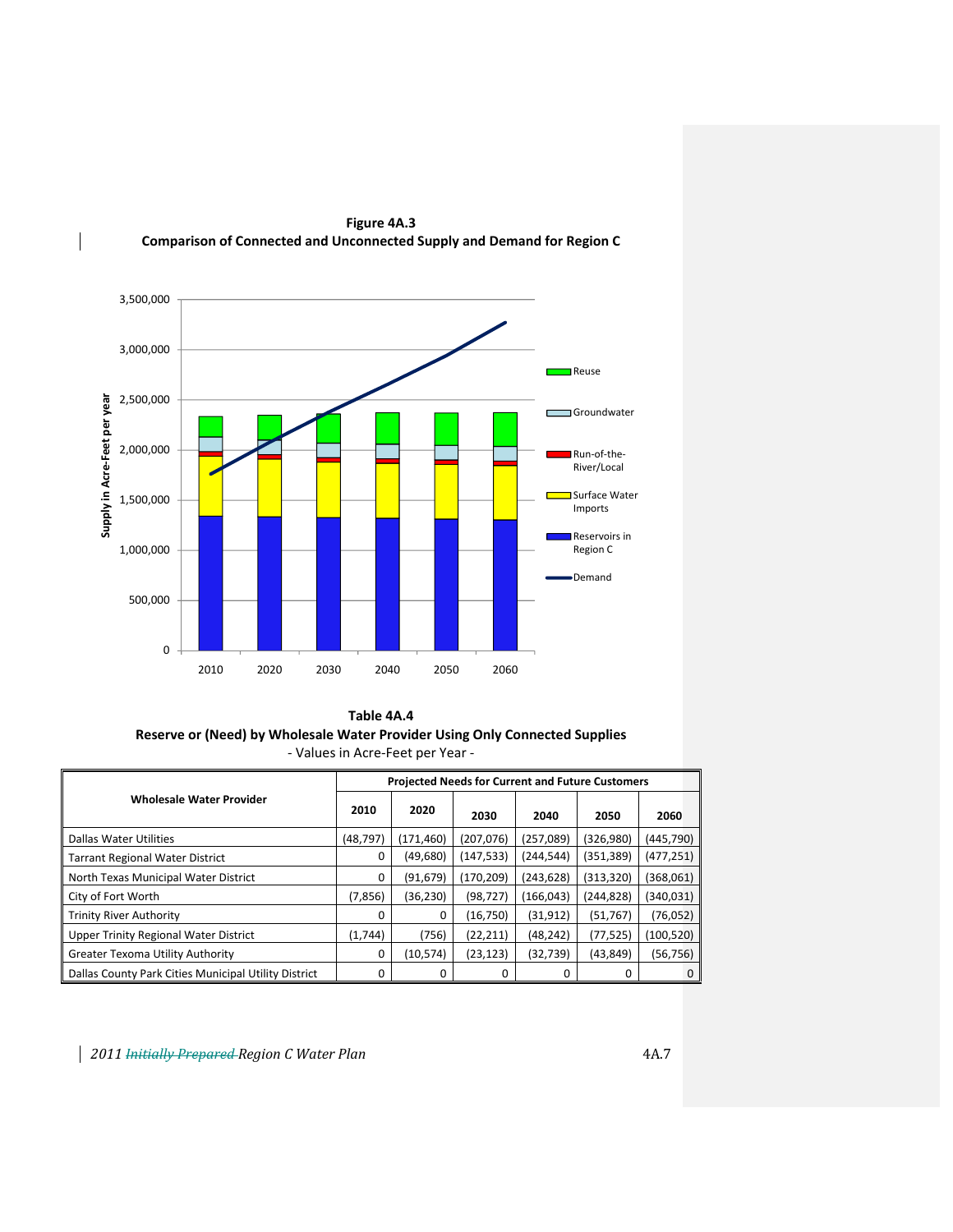**Figure 4A.3**
**Comparison of Connected and Unconnected Supply and Demand for Region C**

**Table 4A.4**
**Reserve or (Need) by Wholesale Water Provider Using Only Connected Supplies**
- Values in Acre-Feet per Year -

| Wholesale Water Provider | Projected Needs for Current and Future Customers | | | | | |
|---|---|---|---|---|---|---|
| | 2010 | 2020 | 2030 | 2040 | 2050 | 2060 |
| Dallas Water Utilities | (48,797) | (171,460) | (207,076) | (257,089) | (326,980) | (445,790) |
| Tarrant Regional Water District | 0 | (49,680) | (147,533) | (244,544) | (351,389) | (477,251) |
| North Texas Municipal Water District | 0 | (91,679) | (170,209) | (243,628) | (313,320) | (368,061) |
| City of Fort Worth | (7,856) | (36,230) | (98,727) | (166,043) | (244,828) | (340,031) |
| Trinity River Authority | 0 | 0 | (16,750) | (31,912) | (51,767) | (76,052) |
| Upper Trinity Regional Water District | (1,744) | (756) | (22,211) | (48,242) | (77,525) | (100,520) |
| Greater Texoma Utility Authority | 0 | (10,574) | (23,123) | (32,739) | (43,849) | (56,756) |
| Dallas County Park Cities Municipal Utility District | 0 | 0 | 0 | 0 | 0 | 0 |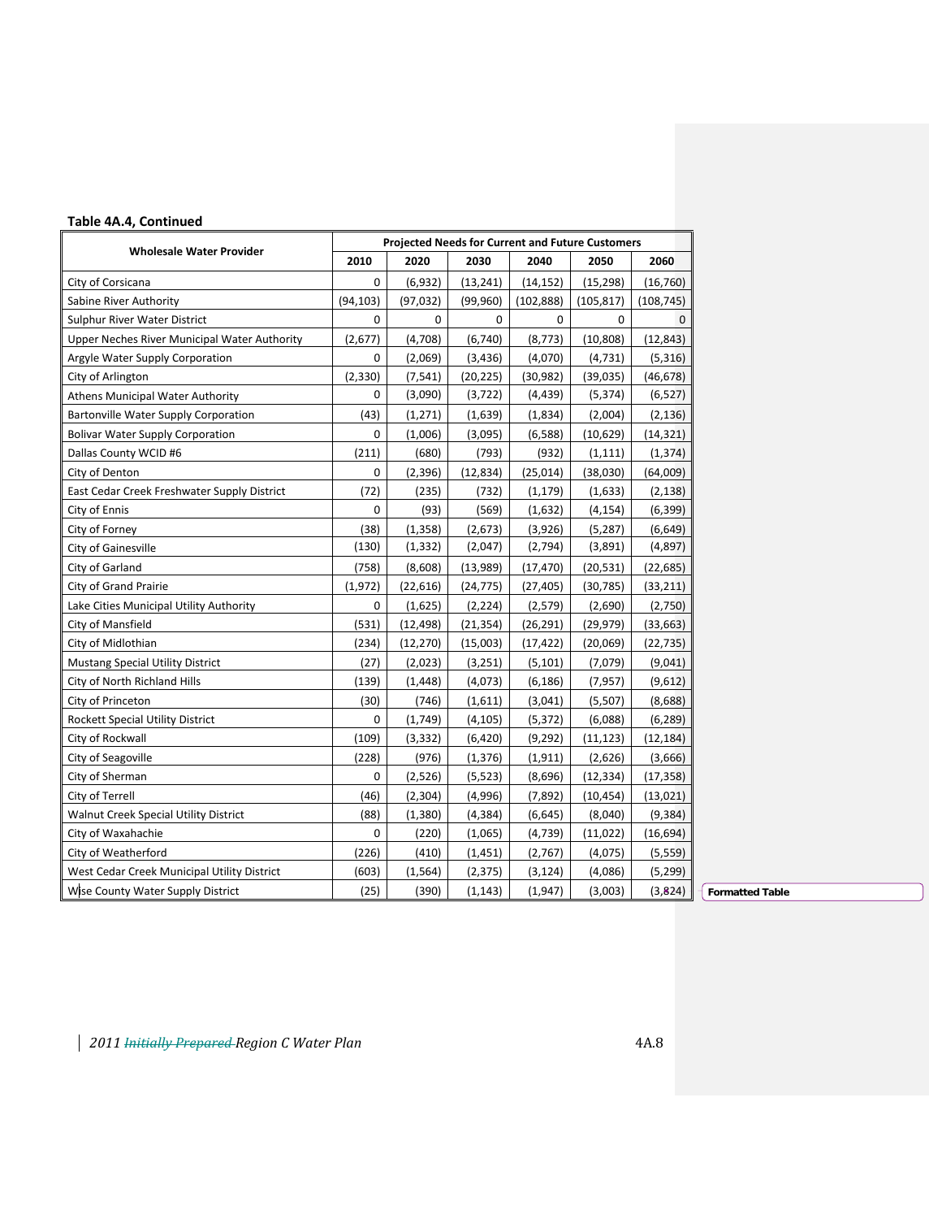**Table 4A.4, Continued**

| Wholesale Water Provider | Projected Needs for Current and Future Customers | | | | | |
|---|---|---|---|---|---|---|
| | 2010 | 2020 | 2030 | 2040 | 2050 | 2060 |
| City of Corsicana | 0 | (6,932) | (13,241) | (14,152) | (15,298) | (16,760) |
| Sabine River Authority | (94,103) | (97,032) | (99,960) | (102,888) | (105,817) | (108,745) |
| Sulphur River Water District | 0 | 0 | 0 | 0 | 0 | 0 |
| Upper Neches River Municipal Water Authority | (2,677) | (4,708) | (6,740) | (8,773) | (10,808) | (12,843) |
| Argyle Water Supply Corporation | 0 | (2,069) | (3,436) | (4,070) | (4,731) | (5,316) |
| City of Arlington | (2,330) | (7,541) | (20,225) | (30,982) | (39,035) | (46,678) |
| Athens Municipal Water Authority | 0 | (3,090) | (3,722) | (4,439) | (5,374) | (6,527) |
| Bartonville Water Supply Corporation | (43) | (1,271) | (1,639) | (1,834) | (2,004) | (2,136) |
| Bolivar Water Supply Corporation | 0 | (1,006) | (3,095) | (6,588) | (10,629) | (14,321) |
| Dallas County WCID #6 | (211) | (680) | (793) | (932) | (1,111) | (1,374) |
| City of Denton | 0 | (2,396) | (12,834) | (25,014) | (38,030) | (64,009) |
| East Cedar Creek Freshwater Supply District | (72) | (235) | (732) | (1,179) | (1,633) | (2,138) |
| City of Ennis | 0 | (93) | (569) | (1,632) | (4,154) | (6,399) |
| City of Forney | (38) | (1,358) | (2,673) | (3,926) | (5,287) | (6,649) |
| City of Gainesville | (130) | (1,332) | (2,047) | (2,794) | (3,891) | (4,897) |
| City of Garland | (758) | (8,608) | (13,989) | (17,470) | (20,531) | (22,685) |
| City of Grand Prairie | (1,972) | (22,616) | (24,775) | (27,405) | (30,785) | (33,211) |
| Lake Cities Municipal Utility Authority | 0 | (1,625) | (2,224) | (2,579) | (2,690) | (2,750) |
| City of Mansfield | (531) | (12,498) | (21,354) | (26,291) | (29,979) | (33,663) |
| City of Midlothian | (234) | (12,270) | (15,003) | (17,422) | (20,069) | (22,735) |
| Mustang Special Utility District | (27) | (2,023) | (3,251) | (5,101) | (7,079) | (9,041) |
| City of North Richland Hills | (139) | (1,448) | (4,073) | (6,186) | (7,957) | (9,612) |
| City of Princeton | (30) | (746) | (1,611) | (3,041) | (5,507) | (8,688) |
| Rockett Special Utility District | 0 | (1,749) | (4,105) | (5,372) | (6,088) | (6,289) |
| City of Rockwall | (109) | (3,332) | (6,420) | (9,292) | (11,123) | (12,184) |
| City of Seagoville | (228) | (976) | (1,376) | (1,911) | (2,626) | (3,666) |
| City of Sherman | 0 | (2,526) | (5,523) | (8,696) | (12,334) | (17,358) |
| City of Terrell | (46) | (2,304) | (4,996) | (7,892) | (10,454) | (13,021) |
| Walnut Creek Special Utility District | (88) | (1,380) | (4,384) | (6,645) | (8,040) | (9,384) |
| City of Waxahachie | 0 | (220) | (1,065) | (4,739) | (11,022) | (16,694) |
| City of Weatherford | (226) | (410) | (1,451) | (2,767) | (4,075) | (5,559) |
| West Cedar Creek Municipal Utility District | (603) | (1,564) | (2,375) | (3,124) | (4,086) | (5,299) |
| Wise County Water Supply District | (25) | (390) | (1,143) | (1,947) | (3,003) | (3,824) |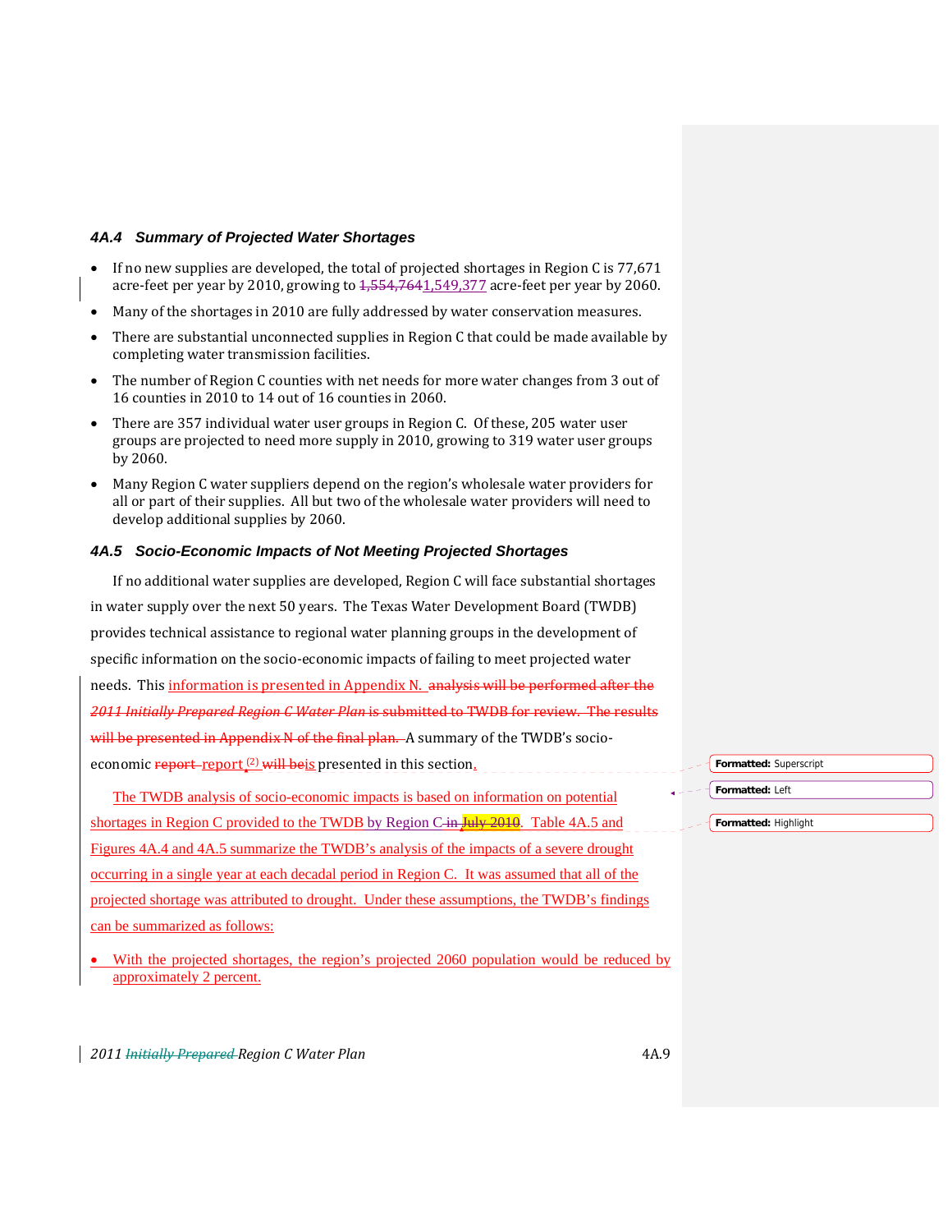### 4A.4 Summary of Projected Water Shortages

- If no new supplies are developed, the total of projected shortages in Region C is 77,671 acre-feet per year by 2010, growing to ~~1,554,764~~1,549,377 acre-feet per year by 2060.
- Many of the shortages in 2010 are fully addressed by water conservation measures.
- There are substantial unconnected supplies in Region C that could be made available by completing water transmission facilities.
- The number of Region C counties with net needs for more water changes from 3 out of 16 counties in 2010 to 14 out of 16 counties in 2060.
- There are 357 individual water user groups in Region C. Of these, 205 water user groups are projected to need more supply in 2010, growing to 319 water user groups by 2060.
- Many Region C water suppliers depend on the region's wholesale water providers for all or part of their supplies. All but two of the wholesale water providers will need to develop additional supplies by 2060.

### 4A.5 Socio-Economic Impacts of Not Meeting Projected Shortages

If no additional water supplies are developed, Region C will face substantial shortages in water supply over the next 50 years. The Texas Water Development Board (TWDB) provides technical assistance to regional water planning groups in the development of specific information on the socio-economic impacts of failing to meet projected water needs. This information is presented in Appendix N. ~~analysis will be performed after the *2011 Initially Prepared Region C Water Plan* is submitted to TWDB for review. The results will be presented in Appendix N of the final plan.~~ A summary of the TWDB's socio-economic ~~report~~ report[2] ~~will be~~is presented in this section.

The TWDB analysis of socio-economic impacts is based on information on potential shortages in Region C provided to the TWDB by Region C ~~in July 2010~~. Table 4A.5 and Figures 4A.4 and 4A.5 summarize the TWDB's analysis of the impacts of a severe drought occurring in a single year at each decadal period in Region C. It was assumed that all of the projected shortage was attributed to drought. Under these assumptions, the TWDB's findings can be summarized as follows:

- With the projected shortages, the region's projected 2060 population would be reduced by approximately 2 percent.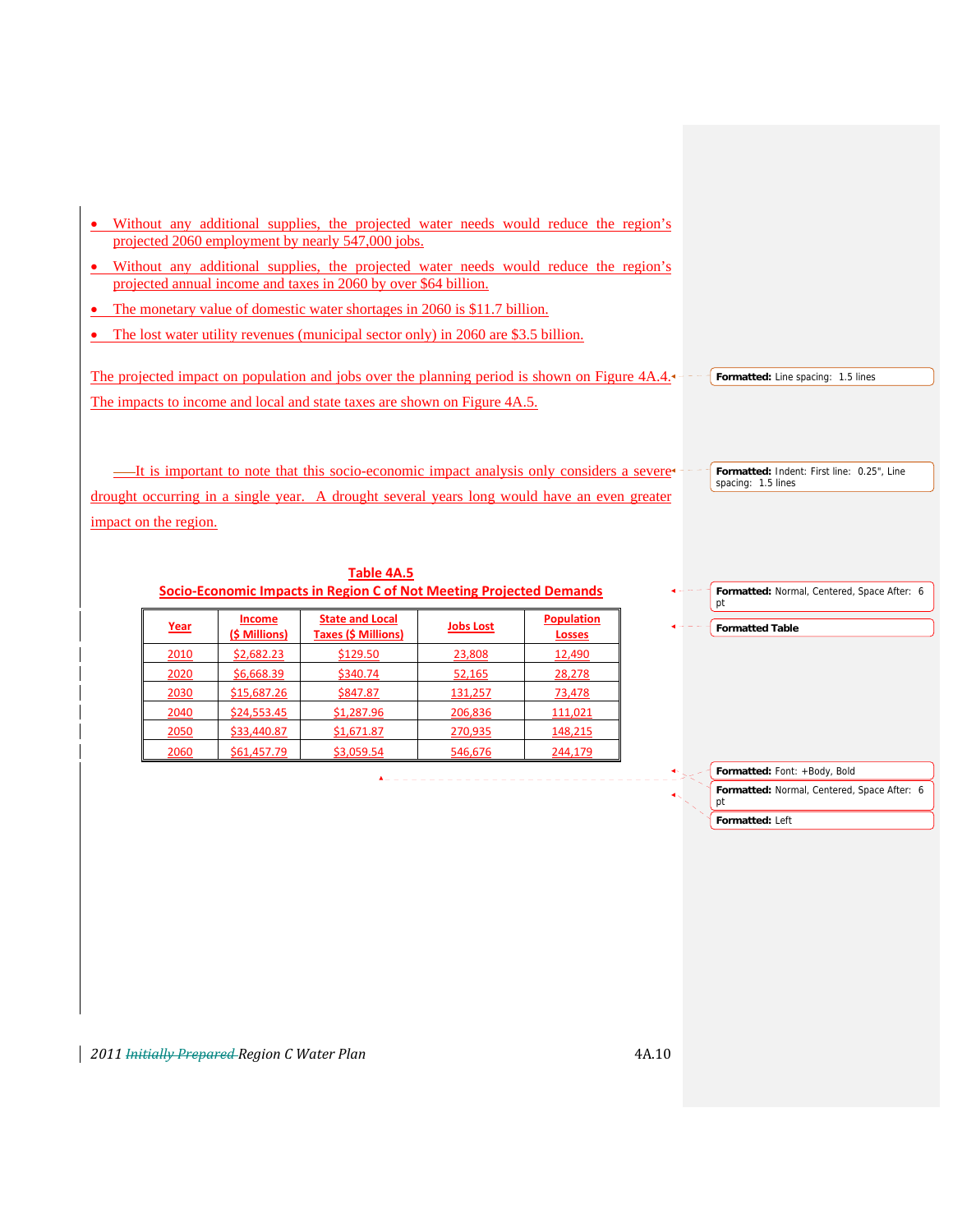- Without any additional supplies, the projected water needs would reduce the region's projected 2060 employment by nearly 547,000 jobs.
- Without any additional supplies, the projected water needs would reduce the region's projected annual income and taxes in 2060 by over $64 billion.
- The monetary value of domestic water shortages in 2060 is $11.7 billion.
- The lost water utility revenues (municipal sector only) in 2060 are $3.5 billion.

The projected impact on population and jobs over the planning period is shown on Figure 4A.4. The impacts to income and local and state taxes are shown on Figure 4A.5.

It is important to note that this socio-economic impact analysis only considers a severe drought occurring in a single year. A drought several years long would have an even greater impact on the region.

**Table 4A.5**
**Socio-Economic Impacts in Region C of Not Meeting Projected Demands**

| Year | Income ($ Millions) | State and Local Taxes ($ Millions) | Jobs Lost | Population Losses |
|---|---|---|---|---|
| 2010 | $2,682.23 | $129.50 | 23,808 | 12,490 |
| 2020 | $6,668.39 | $340.74 | 52,165 | 28,278 |
| 2030 | $15,687.26 | $847.87 | 131,257 | 73,478 |
| 2040 | $24,553.45 | $1,287.96 | 206,836 | 111,021 |
| 2050 | $33,440.87 | $1,671.87 | 270,935 | 148,215 |
| 2060 | $61,457.79 | $3,059.54 | 546,676 | 244,179 |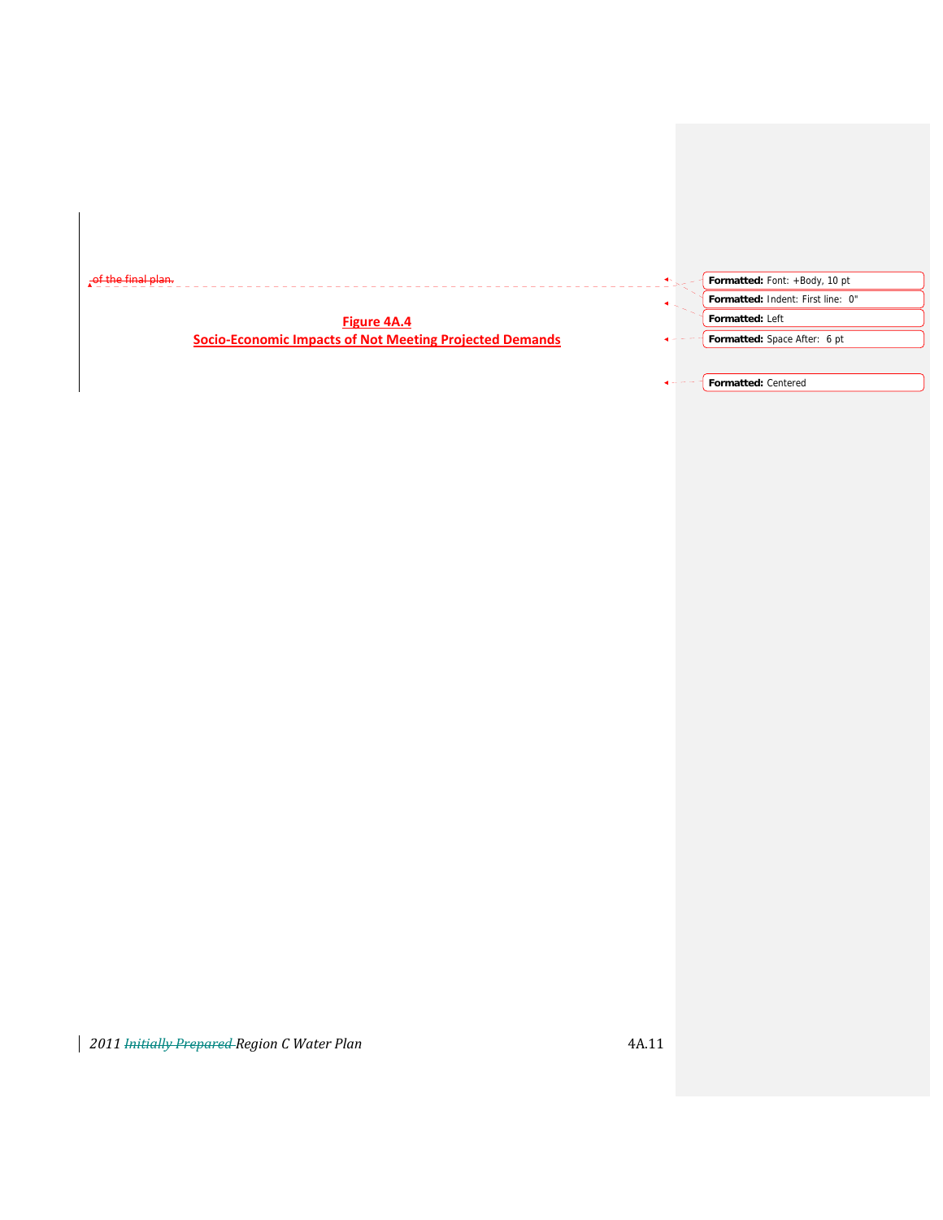of the final plan.

**Figure 4A.4**

**Socio-Economic Impacts of Not Meeting Projected Demands**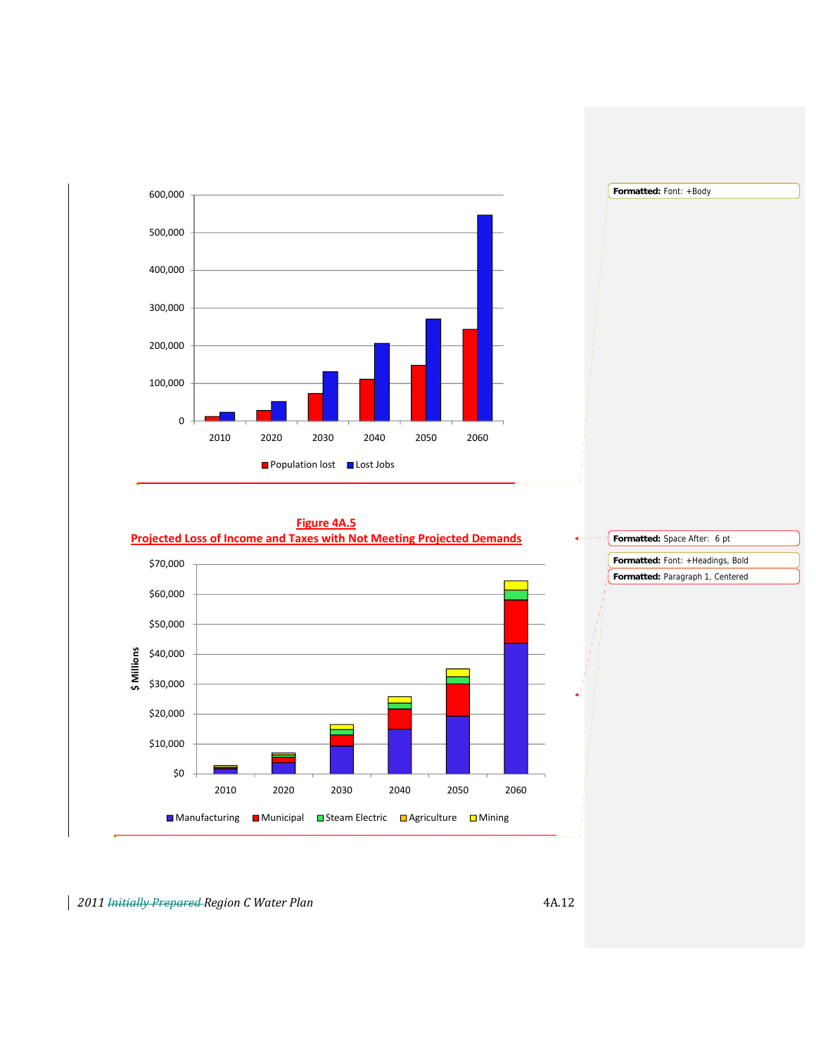600,000
500,000
400,000
300,000
200,000
100,000
0

2010 2020 2030 2040 2050 2060

Population lost Lost Jobs

**Figure 4A.5**
**Projected Loss of Income and Taxes with Not Meeting Projected Demands**

$ Millions

$70,000
$60,000
$50,000
$40,000
$30,000
$20,000
$10,000
$0

2010 2020 2030 2040 2050 2060

Manufacturing Municipal Steam Electric Agriculture Mining

Formatted: Font: +Body

Formatted: Space After: 6 pt

Formatted: Font: +Headings, Bold

Formatted: Paragraph 1, Centered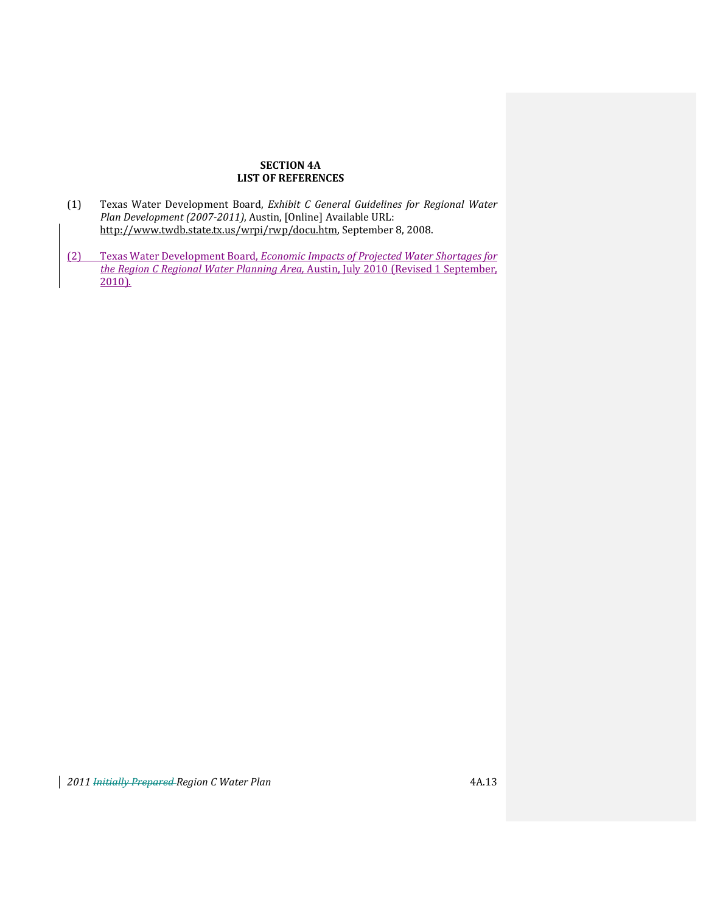# SECTION 4A
## LIST OF REFERENCES

(1) Texas Water Development Board, *Exhibit C General Guidelines for Regional Water Plan Development (2007-2011)*, Austin, [Online] Available URL: http://www.twdb.state.tx.us/wrpi/rwp/docu.htm, September 8, 2008.

(2) Texas Water Development Board, *Economic Impacts of Projected Water Shortages for the Region C Regional Water Planning Area,* Austin, July 2010 (Revised 1 September, 2010).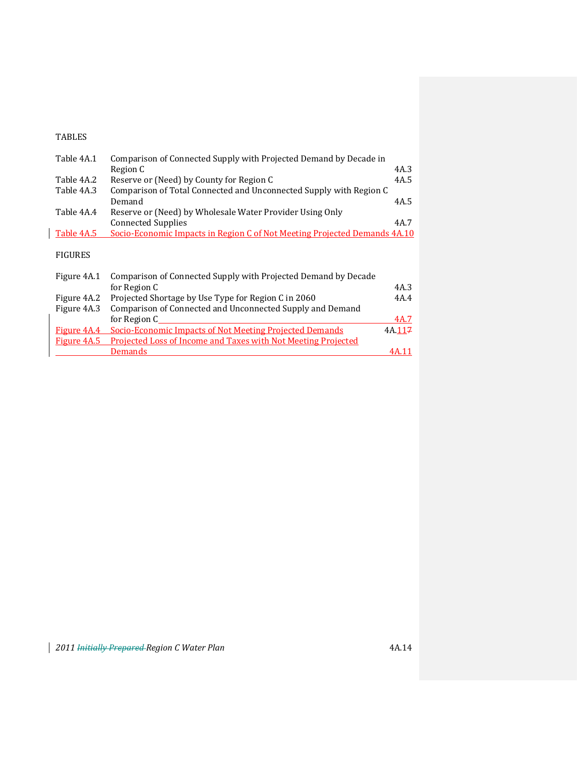TABLES

| | | |
|---|---|---|
| Table 4A.1 | Comparison of Connected Supply with Projected Demand by Decade in Region C | 4A.3 |
| Table 4A.2 | Reserve or (Need) by County for Region C | 4A.5 |
| Table 4A.3 | Comparison of Total Connected and Unconnected Supply with Region C Demand | 4A.5 |
| Table 4A.4 | Reserve or (Need) by Wholesale Water Provider Using Only Connected Supplies | 4A.7 |
| Table 4A.5 | Socio-Economic Impacts in Region C of Not Meeting Projected Demands | 4A.10 |

FIGURES

| | | |
|---|---|---|
| Figure 4A.1 | Comparison of Connected Supply with Projected Demand by Decade for Region C | 4A.3 |
| Figure 4A.2 | Projected Shortage by Use Type for Region C in 2060 | 4A.4 |
| Figure 4A.3 | Comparison of Connected and Unconnected Supply and Demand for Region C | 4A.7 |
| Figure 4A.4 | Socio-Economic Impacts of Not Meeting Projected Demands | 4A.11~~7~~ |
| Figure 4A.5 | Projected Loss of Income and Taxes with Not Meeting Projected Demands | 4A.11 |